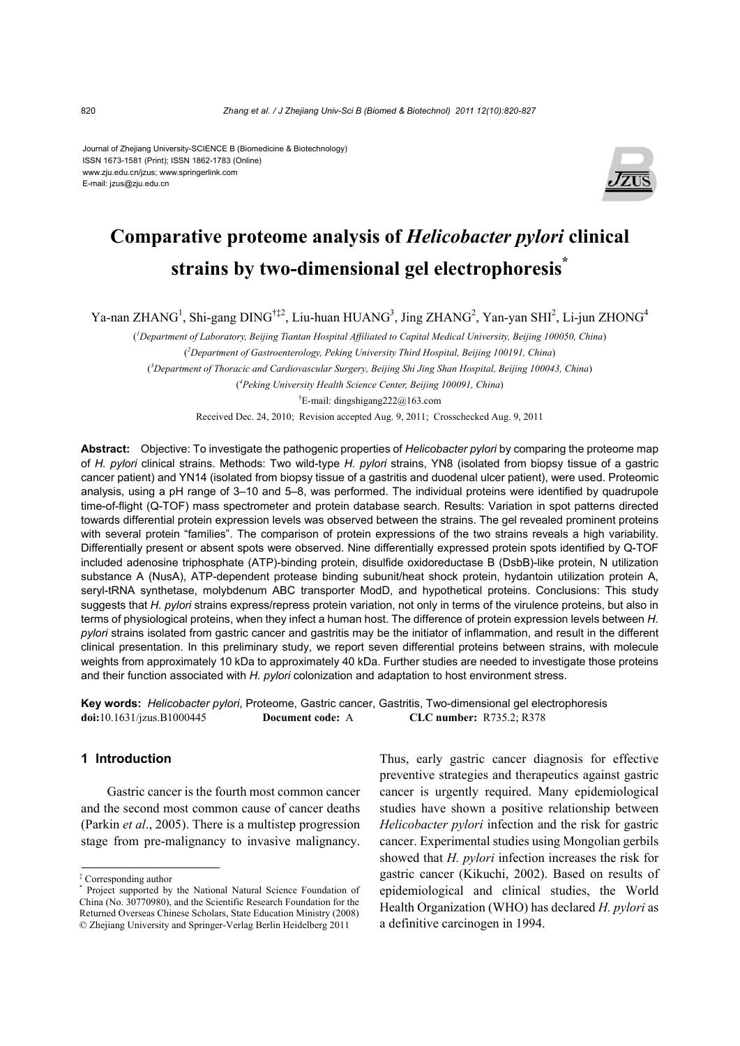Journal of Zhejiang University-SCIENCE B (Biomedicine & Biotechnology)
ISSN 1673-1581 (Print); ISSN 1862-1783 (Online)
www.zju.edu.cn/jzus; www.springerlink.com
E-mail: jzus@zju.edu.cn

# Comparative proteome analysis of *Helicobacter pylori* clinical strains by two-dimensional gel electrophoresis*

Ya-nan ZHANG[1], Shi-gang DING[†‡2], Liu-huan HUANG[3], Jing ZHANG[2], Yan-yan SHI[2], Li-jun ZHONG[4]

([1]*Department of Laboratory, Beijing Tiantan Hospital Affiliated to Capital Medical University, Beijing 100050, China*)

([2]*Department of Gastroenterology, Peking University Third Hospital, Beijing 100191, China*)

([3]*Department of Thoracic and Cardiovascular Surgery, Beijing Shi Jing Shan Hospital, Beijing 100043, China*)

([4]*Peking University Health Science Center, Beijing 100091, China*)

[†]E-mail: dingshigang222@163.com

Received Dec. 24, 2010; Revision accepted Aug. 9, 2011; Crosschecked Aug. 9, 2011

**Abstract:** Objective: To investigate the pathogenic properties of *Helicobacter pylori* by comparing the proteome map of *H. pylori* clinical strains. Methods: Two wild-type *H. pylori* strains, YN8 (isolated from biopsy tissue of a gastric cancer patient) and YN14 (isolated from biopsy tissue of a gastritis and duodenal ulcer patient), were used. Proteomic analysis, using a pH range of 3–10 and 5–8, was performed. The individual proteins were identified by quadrupole time-of-flight (Q-TOF) mass spectrometer and protein database search. Results: Variation in spot patterns directed towards differential protein expression levels was observed between the strains. The gel revealed prominent proteins with several protein "families". The comparison of protein expressions of the two strains reveals a high variability. Differentially present or absent spots were observed. Nine differentially expressed protein spots identified by Q-TOF included adenosine triphosphate (ATP)-binding protein, disulfide oxidoreductase B (DsbB)-like protein, N utilization substance A (NusA), ATP-dependent protease binding subunit/heat shock protein, hydantoin utilization protein A, seryl-tRNA synthetase, molybdenum ABC transporter ModD, and hypothetical proteins. Conclusions: This study suggests that *H. pylori* strains express/repress protein variation, not only in terms of the virulence proteins, but also in terms of physiological proteins, when they infect a human host. The difference of protein expression levels between *H. pylori* strains isolated from gastric cancer and gastritis may be the initiator of inflammation, and result in the different clinical presentation. In this preliminary study, we report seven differential proteins between strains, with molecule weights from approximately 10 kDa to approximately 40 kDa. Further studies are needed to investigate those proteins and their function associated with *H. pylori* colonization and adaptation to host environment stress.

**Key words:** *Helicobacter pylori*, Proteome, Gastric cancer, Gastritis, Two-dimensional gel electrophoresis
**doi:**10.1631/jzus.B1000445 **Document code:** A **CLC number:** R735.2; R378

## 1 Introduction

Gastric cancer is the fourth most common cancer and the second most common cause of cancer deaths (Parkin *et al*., 2005). There is a multistep progression stage from pre-malignancy to invasive malignancy. Thus, early gastric cancer diagnosis for effective preventive strategies and therapeutics against gastric cancer is urgently required. Many epidemiological studies have shown a positive relationship between *Helicobacter pylori* infection and the risk for gastric cancer. Experimental studies using Mongolian gerbils showed that *H. pylori* infection increases the risk for gastric cancer (Kikuchi, 2002). Based on results of epidemiological and clinical studies, the World Health Organization (WHO) has declared *H. pylori* as a definitive carcinogen in 1994.

‡ Corresponding author
\* Project supported by the National Natural Science Foundation of China (No. 30770980), and the Scientific Research Foundation for the Returned Overseas Chinese Scholars, State Education Ministry (2008)
© Zhejiang University and Springer-Verlag Berlin Heidelberg 2011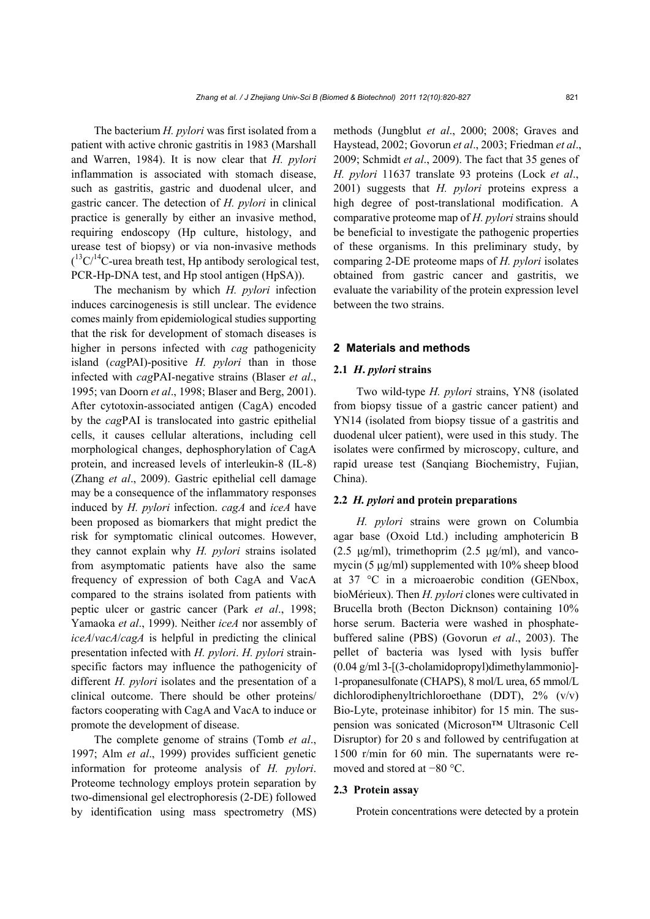The bacterium *H. pylori* was first isolated from a patient with active chronic gastritis in 1983 (Marshall and Warren, 1984). It is now clear that *H. pylori* inflammation is associated with stomach disease, such as gastritis, gastric and duodenal ulcer, and gastric cancer. The detection of *H. pylori* in clinical practice is generally by either an invasive method, requiring endoscopy (Hp culture, histology, and urease test of biopsy) or via non-invasive methods ($^{13}C/^{14}C$-urea breath test, Hp antibody serological test, PCR-Hp-DNA test, and Hp stool antigen (HpSA)).

The mechanism by which *H. pylori* infection induces carcinogenesis is still unclear. The evidence comes mainly from epidemiological studies supporting that the risk for development of stomach diseases is higher in persons infected with *cag* pathogenicity island (*cag*PAI)-positive *H. pylori* than in those infected with *cag*PAI-negative strains (Blaser *et al*., 1995; van Doorn *et al*., 1998; Blaser and Berg, 2001). After cytotoxin-associated antigen (CagA) encoded by the *cag*PAI is translocated into gastric epithelial cells, it causes cellular alterations, including cell morphological changes, dephosphorylation of CagA protein, and increased levels of interleukin-8 (IL-8) (Zhang *et al*., 2009). Gastric epithelial cell damage may be a consequence of the inflammatory responses induced by *H. pylori* infection. *cagA* and *iceA* have been proposed as biomarkers that might predict the risk for symptomatic clinical outcomes. However, they cannot explain why *H. pylori* strains isolated from asymptomatic patients have also the same frequency of expression of both CagA and VacA compared to the strains isolated from patients with peptic ulcer or gastric cancer (Park *et al*., 1998; Yamaoka *et al*., 1999). Neither *iceA* nor assembly of *iceA*/*vacA*/*cagA* is helpful in predicting the clinical presentation infected with *H. pylori*. *H. pylori* strain-specific factors may influence the pathogenicity of different *H. pylori* isolates and the presentation of a clinical outcome. There should be other proteins/factors cooperating with CagA and VacA to induce or promote the development of disease.

The complete genome of strains (Tomb *et al*., 1997; Alm *et al*., 1999) provides sufficient genetic information for proteome analysis of *H. pylori*. Proteome technology employs protein separation by two-dimensional gel electrophoresis (2-DE) followed by identification using mass spectrometry (MS) methods (Jungblut *et al*., 2000; 2008; Graves and Haystead, 2002; Govorun *et al*., 2003; Friedman *et al*., 2009; Schmidt *et al*., 2009). The fact that 35 genes of *H. pylori* 11637 translate 93 proteins (Lock *et al*., 2001) suggests that *H. pylori* proteins express a high degree of post-translational modification. A comparative proteome map of *H. pylori* strains should be beneficial to investigate the pathogenic properties of these organisms. In this preliminary study, by comparing 2-DE proteome maps of *H. pylori* isolates obtained from gastric cancer and gastritis, we evaluate the variability of the protein expression level between the two strains.

## 2 Materials and methods

### 2.1 *H. pylori* strains

Two wild-type *H. pylori* strains, YN8 (isolated from biopsy tissue of a gastric cancer patient) and YN14 (isolated from biopsy tissue of a gastritis and duodenal ulcer patient), were used in this study. The isolates were confirmed by microscopy, culture, and rapid urease test (Sanqiang Biochemistry, Fujian, China).

### 2.2 *H. pylori* and protein preparations

*H. pylori* strains were grown on Columbia agar base (Oxoid Ltd.) including amphotericin B (2.5 μg/ml), trimethoprim (2.5 μg/ml), and vancomycin (5 μg/ml) supplemented with 10% sheep blood at 37 °C in a microaerobic condition (GENbox, bioMérieux). Then *H. pylori* clones were cultivated in Brucella broth (Becton Dicknson) containing 10% horse serum. Bacteria were washed in phosphate-buffered saline (PBS) (Govorun *et al*., 2003). The pellet of bacteria was lysed with lysis buffer (0.04 g/ml 3-[(3-cholamidopropyl)dimethylammonio]-1-propanesulfonate (CHAPS), 8 mol/L urea, 65 mmol/L dichlorodiphenyltrichloroethane (DDT), 2% (v/v) Bio-Lyte, proteinase inhibitor) for 15 min. The suspension was sonicated (Microson™ Ultrasonic Cell Disruptor) for 20 s and followed by centrifugation at 1500 r/min for 60 min. The supernatants were removed and stored at −80 °C.

### 2.3 Protein assay

Protein concentrations were detected by a protein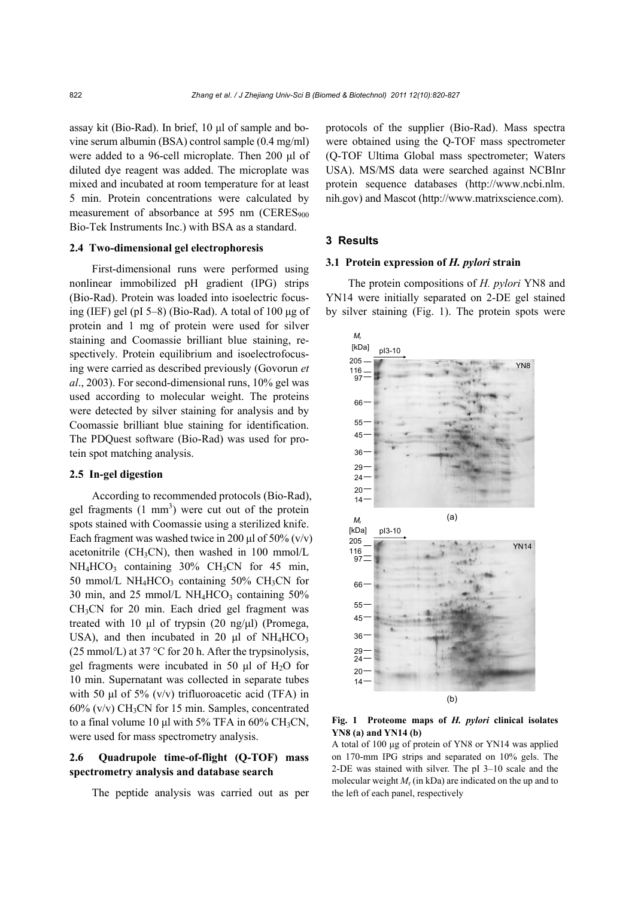assay kit (Bio-Rad). In brief, 10 μl of sample and bovine serum albumin (BSA) control sample (0.4 mg/ml) were added to a 96-cell microplate. Then 200 μl of diluted dye reagent was added. The microplate was mixed and incubated at room temperature for at least 5 min. Protein concentrations were calculated by measurement of absorbance at 595 nm (CERES$_{900}$ Bio-Tek Instruments Inc.) with BSA as a standard.

### 2.4 Two-dimensional gel electrophoresis

First-dimensional runs were performed using nonlinear immobilized pH gradient (IPG) strips (Bio-Rad). Protein was loaded into isoelectric focusing (IEF) gel (pI 5–8) (Bio-Rad). A total of 100 μg of protein and 1 mg of protein were used for silver staining and Coomassie brilliant blue staining, respectively. Protein equilibrium and isoelectrofocusing were carried as described previously (Govorun *et al*., 2003). For second-dimensional runs, 10% gel was used according to molecular weight. The proteins were detected by silver staining for analysis and by Coomassie brilliant blue staining for identification. The PDQuest software (Bio-Rad) was used for protein spot matching analysis.

### 2.5 In-gel digestion

According to recommended protocols (Bio-Rad), gel fragments (1 mm$^3$) were cut out of the protein spots stained with Coomassie using a sterilized knife. Each fragment was washed twice in 200 μl of 50% (v/v) acetonitrile ($CH_3CN$), then washed in 100 mmol/L $NH_4HCO_3$ containing 30% $CH_3CN$ for 45 min, 50 mmol/L $NH_4HCO_3$ containing 50% $CH_3CN$ for 30 min, and 25 mmol/L $NH_4HCO_3$ containing 50% $CH_3CN$ for 20 min. Each dried gel fragment was treated with 10 μl of trypsin (20 ng/μl) (Promega, USA), and then incubated in 20 μl of $NH_4HCO_3$ (25 mmol/L) at 37 °C for 20 h. After the trypsinolysis, gel fragments were incubated in 50 μl of $H_2O$ for 10 min. Supernatant was collected in separate tubes with 50 μl of 5% (v/v) trifluoroacetic acid (TFA) in 60% (v/v) $CH_3CN$ for 15 min. Samples, concentrated to a final volume 10 μl with 5% TFA in 60% $CH_3CN$, were used for mass spectrometry analysis.

### 2.6 Quadrupole time-of-flight (Q-TOF) mass spectrometry analysis and database search

The peptide analysis was carried out as per protocols of the supplier (Bio-Rad). Mass spectra were obtained using the Q-TOF mass spectrometer (Q-TOF Ultima Global mass spectrometer; Waters USA). MS/MS data were searched against NCBInr protein sequence databases (http://www.ncbi.nlm.nih.gov) and Mascot (http://www.matrixscience.com).

## 3 Results

### 3.1 Protein expression of *H. pylori* strain

The protein compositions of *H. pylori* YN8 and YN14 were initially separated on 2-DE gel stained by silver staining (Fig. 1). The protein spots were

**Fig. 1 Proteome maps of *H. pylori* clinical isolates YN8 (a) and YN14 (b)**

A total of 100 μg of protein of YN8 or YN14 was applied on 170-mm IPG strips and separated on 10% gels. The 2-DE was stained with silver. The pI 3–10 scale and the molecular weight $M_r$ (in kDa) are indicated on the up and to the left of each panel, respectively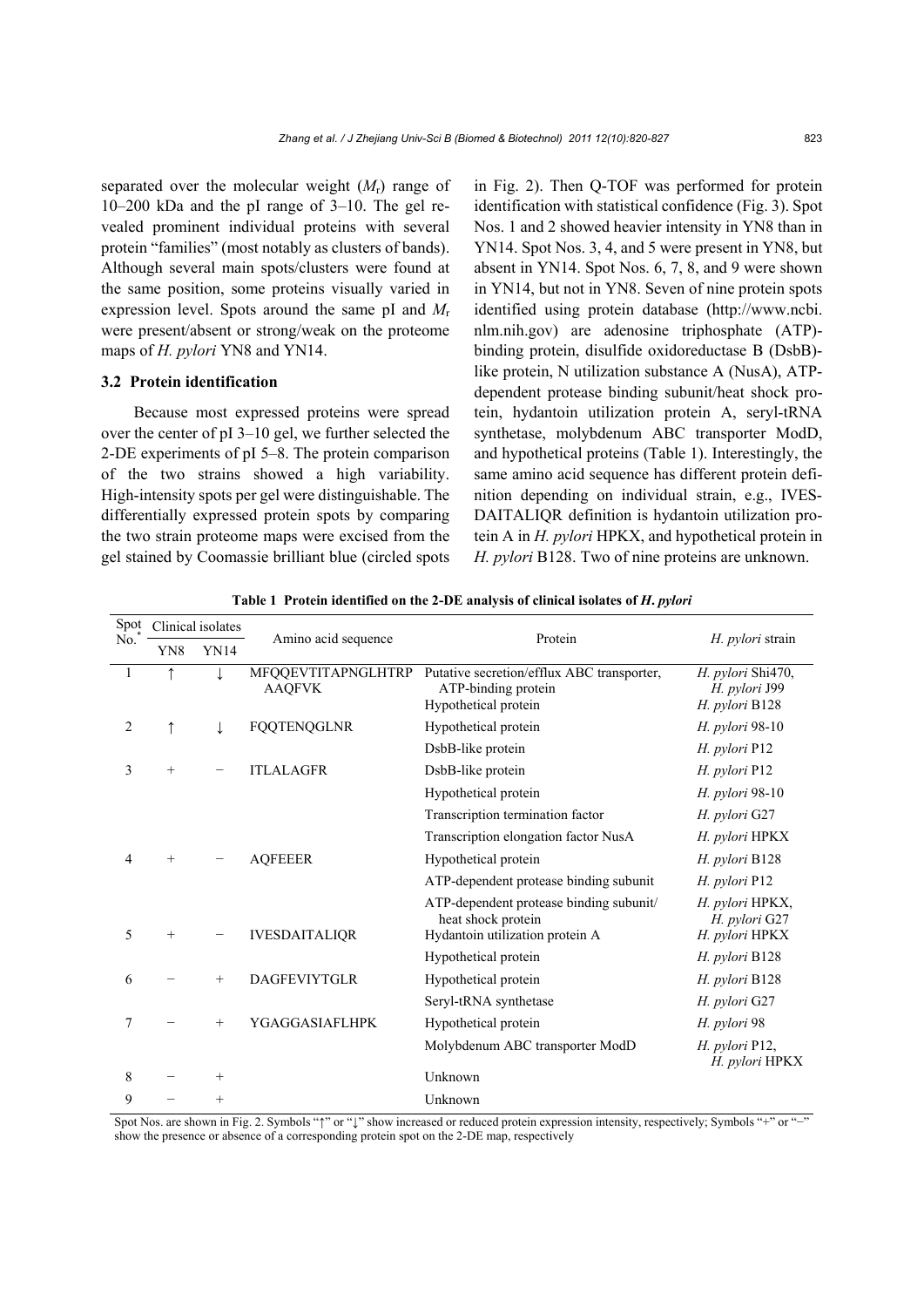separated over the molecular weight ($M_r$) range of 10–200 kDa and the pI range of 3–10. The gel revealed prominent individual proteins with several protein "families" (most notably as clusters of bands). Although several main spots/clusters were found at the same position, some proteins visually varied in expression level. Spots around the same pI and $M_r$ were present/absent or strong/weak on the proteome maps of *H. pylori* YN8 and YN14.

### 3.2 Protein identification

Because most expressed proteins were spread over the center of pI 3–10 gel, we further selected the 2-DE experiments of pI 5–8. The protein comparison of the two strains showed a high variability. High-intensity spots per gel were distinguishable. The differentially expressed protein spots by comparing the two strain proteome maps were excised from the gel stained by Coomassie brilliant blue (circled spots in Fig. 2). Then Q-TOF was performed for protein identification with statistical confidence (Fig. 3). Spot Nos. 1 and 2 showed heavier intensity in YN8 than in YN14. Spot Nos. 3, 4, and 5 were present in YN8, but absent in YN14. Spot Nos. 6, 7, 8, and 9 were shown in YN14, but not in YN8. Seven of nine protein spots identified using protein database (http://www.ncbi.nlm.nih.gov) are adenosine triphosphate (ATP)-binding protein, disulfide oxidoreductase B (DsbB)-like protein, N utilization substance A (NusA), ATP-dependent protease binding subunit/heat shock protein, hydantoin utilization protein A, seryl-tRNA synthetase, molybdenum ABC transporter ModD, and hypothetical proteins (Table 1). Interestingly, the same amino acid sequence has different protein definition depending on individual strain, e.g., IVESDAITALIQR definition is hydantoin utilization protein A in *H. pylori* HPKX, and hypothetical protein in *H. pylori* B128. Two of nine proteins are unknown.

**Table 1 Protein identified on the 2-DE analysis of clinical isolates of *H. pylori***

| Spot No.* | Clinical isolates | | Amino acid sequence | Protein | *H. pylori* strain |
|---|---|---|---|---|---|
| | YN8 | YN14 | | | |
| 1 | ↑ | ↓ | MFQQEVTITAPNGLHTRP AAQFVK | Putative secretion/efflux ABC transporter, ATP-binding protein | *H. pylori* Shi470, *H. pylori* J99 |
| | | | | Hypothetical protein | *H. pylori* B128 |
| 2 | ↑ | ↓ | FQQTENQGLNR | Hypothetical protein | *H. pylori* 98-10 |
| | | | | DsbB-like protein | *H. pylori* P12 |
| 3 | + | − | ITLALAGFR | DsbB-like protein | *H. pylori* P12 |
| | | | | Hypothetical protein | *H. pylori* 98-10 |
| | | | | Transcription termination factor | *H. pylori* G27 |
| | | | | Transcription elongation factor NusA | *H. pylori* HPKX |
| 4 | + | − | AQFEEER | Hypothetical protein | *H. pylori* B128 |
| | | | | ATP-dependent protease binding subunit | *H. pylori* P12 |
| | | | | ATP-dependent protease binding subunit/heat shock protein | *H. pylori* HPKX, *H. pylori* G27 |
| 5 | + | − | IVESDAITALIQR | Hydantoin utilization protein A | *H. pylori* HPKX |
| | | | | Hypothetical protein | *H. pylori* B128 |
| 6 | − | + | DAGFEVIYTGLR | Hypothetical protein | *H. pylori* B128 |
| | | | | Seryl-tRNA synthetase | *H. pylori* G27 |
| 7 | − | + | YGAGGASIAFLHPK | Hypothetical protein | *H. pylori* 98 |
| | | | | Molybdenum ABC transporter ModD | *H. pylori* P12, *H. pylori* HPKX |
| 8 | − | + | | Unknown | |
| 9 | − | + | | Unknown | |

Spot Nos. are shown in Fig. 2. Symbols "↑" or "↓" show increased or reduced protein expression intensity, respectively; Symbols "+" or "−" show the presence or absence of a corresponding protein spot on the 2-DE map, respectively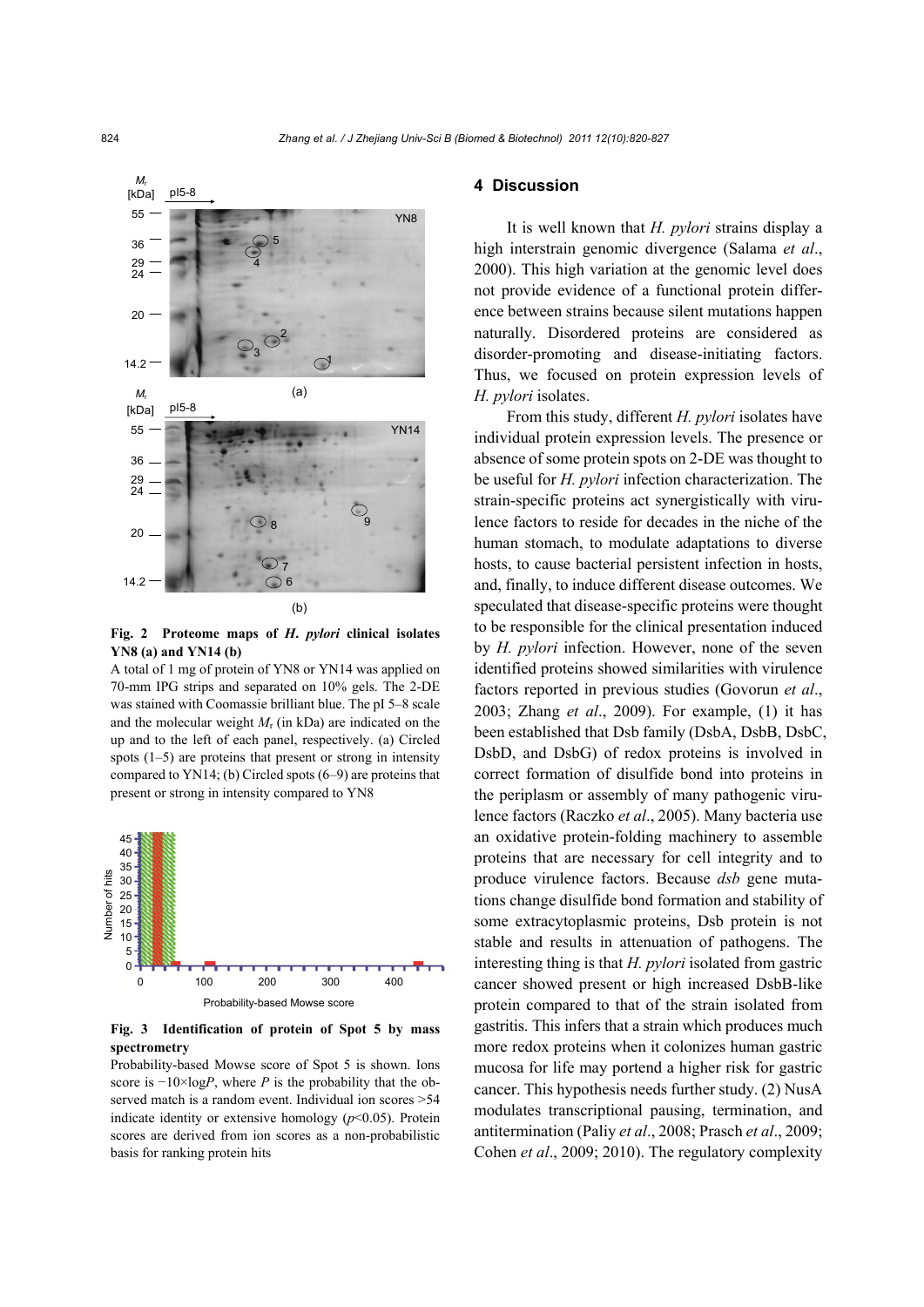Fig. 2 **Proteome maps of *H. pylori* clinical isolates YN8 (a) and YN14 (b)**

A total of 1 mg of protein of YN8 or YN14 was applied on 70-mm IPG strips and separated on 10% gels. The 2-DE was stained with Coomassie brilliant blue. The pI 5–8 scale and the molecular weight $M_r$ (in kDa) are indicated on the up and to the left of each panel, respectively. (a) Circled spots (1–5) are proteins that present or strong in intensity compared to YN14; (b) Circled spots (6–9) are proteins that present or strong in intensity compared to YN8

**Fig. 3 Identification of protein of Spot 5 by mass spectrometry**

Probability-based Mowse score of Spot 5 is shown. Ions score is $-10\times\log P$, where $P$ is the probability that the observed match is a random event. Individual ion scores >54 indicate identity or extensive homology ($p<0.05$). Protein scores are derived from ion scores as a non-probabilistic basis for ranking protein hits

## 4 Discussion

It is well known that *H. pylori* strains display a high interstrain genomic divergence (Salama *et al*., 2000). This high variation at the genomic level does not provide evidence of a functional protein difference between strains because silent mutations happen naturally. Disordered proteins are considered as disorder-promoting and disease-initiating factors. Thus, we focused on protein expression levels of *H. pylori* isolates.

From this study, different *H. pylori* isolates have individual protein expression levels. The presence or absence of some protein spots on 2-DE was thought to be useful for *H. pylori* infection characterization. The strain-specific proteins act synergistically with virulence factors to reside for decades in the niche of the human stomach, to modulate adaptations to diverse hosts, to cause bacterial persistent infection in hosts, and, finally, to induce different disease outcomes. We speculated that disease-specific proteins were thought to be responsible for the clinical presentation induced by *H. pylori* infection. However, none of the seven identified proteins showed similarities with virulence factors reported in previous studies (Govorun *et al*., 2003; Zhang *et al*., 2009). For example, (1) it has been established that Dsb family (DsbA, DsbB, DsbC, DsbD, and DsbG) of redox proteins is involved in correct formation of disulfide bond into proteins in the periplasm or assembly of many pathogenic virulence factors (Raczko *et al*., 2005). Many bacteria use an oxidative protein-folding machinery to assemble proteins that are necessary for cell integrity and to produce virulence factors. Because *dsb* gene mutations change disulfide bond formation and stability of some extracytoplasmic proteins, Dsb protein is not stable and results in attenuation of pathogens. The interesting thing is that *H. pylori* isolated from gastric cancer showed present or high increased DsbB-like protein compared to that of the strain isolated from gastritis. This infers that a strain which produces much more redox proteins when it colonizes human gastric mucosa for life may portend a higher risk for gastric cancer. This hypothesis needs further study. (2) NusA modulates transcriptional pausing, termination, and antitermination (Paliy *et al*., 2008; Prasch *et al*., 2009; Cohen *et al*., 2009; 2010). The regulatory complexity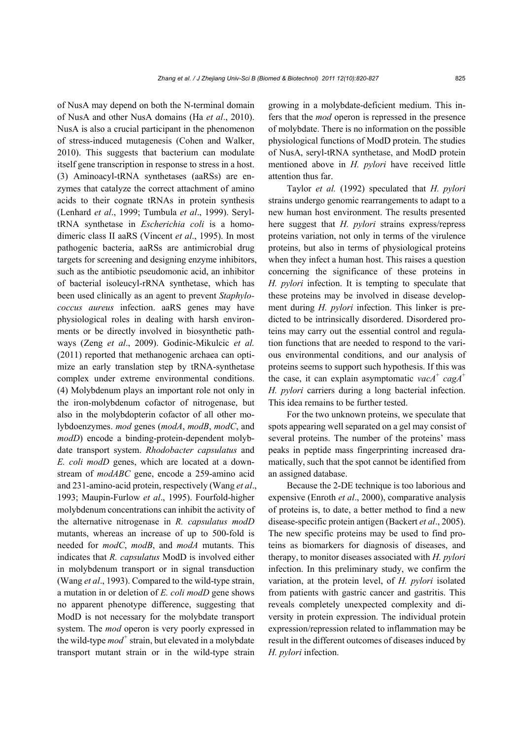of NusA may depend on both the N-terminal domain of NusA and other NusA domains (Ha *et al*., 2010). NusA is also a crucial participant in the phenomenon of stress-induced mutagenesis (Cohen and Walker, 2010). This suggests that bacterium can modulate itself gene transcription in response to stress in a host. (3) Aminoacyl-tRNA synthetases (aaRSs) are enzymes that catalyze the correct attachment of amino acids to their cognate tRNAs in protein synthesis (Lenhard *et al*., 1999; Tumbula *et al*., 1999). Seryl-tRNA synthetase in *Escherichia coli* is a homodimeric class II aaRS (Vincent *et al*., 1995). In most pathogenic bacteria, aaRSs are antimicrobial drug targets for screening and designing enzyme inhibitors, such as the antibiotic pseudomonic acid, an inhibitor of bacterial isoleucyl-rRNA synthetase, which has been used clinically as an agent to prevent *Staphylococcus aureus* infection. aaRS genes may have physiological roles in dealing with harsh environments or be directly involved in biosynthetic pathways (Zeng *et al*., 2009). Godinic-Mikulcic *et al.* (2011) reported that methanogenic archaea can optimize an early translation step by tRNA-synthetase complex under extreme environmental conditions. (4) Molybdenum plays an important role not only in the iron-molybdenum cofactor of nitrogenase, but also in the molybdopterin cofactor of all other molybdoenzymes. *mod* genes (*modA*, *modB*, *modC*, and *modD*) encode a binding-protein-dependent molybdate transport system. *Rhodobacter capsulatus* and *E. coli modD* genes, which are located at a downstream of *modABC* gene, encode a 259-amino acid and 231-amino-acid protein, respectively (Wang *et al*., 1993; Maupin-Furlow *et al*., 1995). Fourfold-higher molybdenum concentrations can inhibit the activity of the alternative nitrogenase in *R. capsulatus modD* mutants, whereas an increase of up to 500-fold is needed for *modC*, *modB*, and *modA* mutants. This indicates that *R. capsulatus* ModD is involved either in molybdenum transport or in signal transduction (Wang *et al*., 1993). Compared to the wild-type strain, a mutation in or deletion of *E. coli modD* gene shows no apparent phenotype difference, suggesting that ModD is not necessary for the molybdate transport system. The *mod* operon is very poorly expressed in the wild-type $mod^+$ strain, but elevated in a molybdate transport mutant strain or in the wild-type strain growing in a molybdate-deficient medium. This infers that the *mod* operon is repressed in the presence of molybdate. There is no information on the possible physiological functions of ModD protein. The studies of NusA, seryl-tRNA synthetase, and ModD protein mentioned above in *H. pylori* have received little attention thus far.

Taylor *et al.* (1992) speculated that *H. pylori* strains undergo genomic rearrangements to adapt to a new human host environment. The results presented here suggest that *H. pylori* strains express/repress proteins variation, not only in terms of the virulence proteins, but also in terms of physiological proteins when they infect a human host. This raises a question concerning the significance of these proteins in *H. pylori* infection. It is tempting to speculate that these proteins may be involved in disease development during *H. pylori* infection. This linker is predicted to be intrinsically disordered. Disordered proteins may carry out the essential control and regulation functions that are needed to respond to the various environmental conditions, and our analysis of proteins seems to support such hypothesis. If this was the case, it can explain asymptomatic $vacA^+$ $cagA^+$ *H. pylori* carriers during a long bacterial infection. This idea remains to be further tested.

For the two unknown proteins, we speculate that spots appearing well separated on a gel may consist of several proteins. The number of the proteins' mass peaks in peptide mass fingerprinting increased dramatically, such that the spot cannot be identified from an assigned database.

Because the 2-DE technique is too laborious and expensive (Enroth *et al*., 2000), comparative analysis of proteins is, to date, a better method to find a new disease-specific protein antigen (Backert *et al*., 2005). The new specific proteins may be used to find proteins as biomarkers for diagnosis of diseases, and therapy, to monitor diseases associated with *H. pylori* infection. In this preliminary study, we confirm the variation, at the protein level, of *H. pylori* isolated from patients with gastric cancer and gastritis. This reveals completely unexpected complexity and diversity in protein expression. The individual protein expression/repression related to inflammation may be result in the different outcomes of diseases induced by *H. pylori* infection.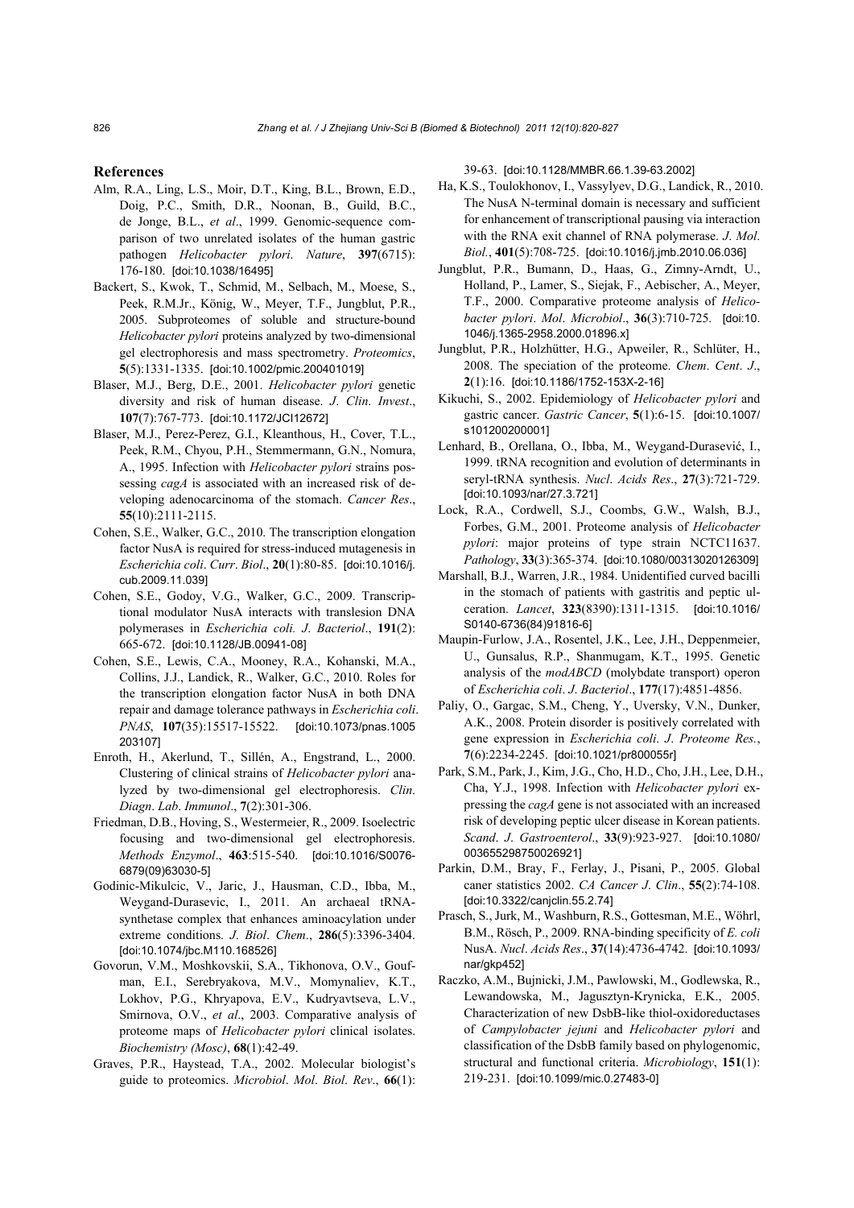## References

Alm, R.A., Ling, L.S., Moir, D.T., King, B.L., Brown, E.D., Doig, P.C., Smith, D.R., Noonan, B., Guild, B.C., de Jonge, B.L., *et al*., 1999. Genomic-sequence comparison of two unrelated isolates of the human gastric pathogen *Helicobacter pylori*. *Nature*, **397**(6715): 176-180. [doi:10.1038/16495]

Backert, S., Kwok, T., Schmid, M., Selbach, M., Moese, S., Peek, R.M.Jr., König, W., Meyer, T.F., Jungblut, P.R., 2005. Subproteomes of soluble and structure-bound *Helicobacter pylori* proteins analyzed by two-dimensional gel electrophoresis and mass spectrometry. *Proteomics*, **5**(5):1331-1335. [doi:10.1002/pmic.200401019]

Blaser, M.J., Berg, D.E., 2001. *Helicobacter pylori* genetic diversity and risk of human disease. *J*. *Clin*. *Invest*., **107**(7):767-773. [doi:10.1172/JCI12672]

Blaser, M.J., Perez-Perez, G.I., Kleanthous, H., Cover, T.L., Peek, R.M., Chyou, P.H., Stemmermann, G.N., Nomura, A., 1995. Infection with *Helicobacter pylori* strains possessing *cagA* is associated with an increased risk of developing adenocarcinoma of the stomach. *Cancer Res*., **55**(10):2111-2115.

Cohen, S.E., Walker, G.C., 2010. The transcription elongation factor NusA is required for stress-induced mutagenesis in *Escherichia coli*. *Curr*. *Biol*., **20**(1):80-85. [doi:10.1016/j.cub.2009.11.039]

Cohen, S.E., Godoy, V.G., Walker, G.C., 2009. Transcriptional modulator NusA interacts with translesion DNA polymerases in *Escherichia coli*. *J*. *Bacteriol*., **191**(2): 665-672. [doi:10.1128/JB.00941-08]

Cohen, S.E., Lewis, C.A., Mooney, R.A., Kohanski, M.A., Collins, J.J., Landick, R., Walker, G.C., 2010. Roles for the transcription elongation factor NusA in both DNA repair and damage tolerance pathways in *Escherichia coli*. *PNAS*, **107**(35):15517-15522. [doi:10.1073/pnas.1005203107]

Enroth, H., Akerlund, T., Sillén, A., Engstrand, L., 2000. Clustering of clinical strains of *Helicobacter pylori* analyzed by two-dimensional gel electrophoresis. *Clin*. *Diagn*. *Lab*. *Immunol*., **7**(2):301-306.

Friedman, D.B., Hoving, S., Westermeier, R., 2009. Isoelectric focusing and two-dimensional gel electrophoresis. *Methods Enzymol*., **463**:515-540. [doi:10.1016/S0076-6879(09)63030-5]

Godinic-Mikulcic, V., Jaric, J., Hausman, C.D., Ibba, M., Weygand-Durasevic, I., 2011. An archaeal tRNA-synthetase complex that enhances aminoacylation under extreme conditions. *J*. *Biol*. *Chem*., **286**(5):3396-3404. [doi:10.1074/jbc.M110.168526]

Govorun, V.M., Moshkovskii, S.A., Tikhonova, O.V., Goufman, E.I., Serebryakova, M.V., Momynaliev, K.T., Lokhov, P.G., Khryapova, E.V., Kudryavtseva, L.V., Smirnova, O.V., *et al*., 2003. Comparative analysis of proteome maps of *Helicobacter pylori* clinical isolates. *Biochemistry (Mosc)*, **68**(1):42-49.

Graves, P.R., Haystead, T.A., 2002. Molecular biologist's guide to proteomics. *Microbiol*. *Mol*. *Biol*. *Rev*., **66**(1): 39-63. [doi:10.1128/MMBR.66.1.39-63.2002]

Ha, K.S., Toulokhonov, I., Vassylyev, D.G., Landick, R., 2010. The NusA N-terminal domain is necessary and sufficient for enhancement of transcriptional pausing via interaction with the RNA exit channel of RNA polymerase. *J*. *Mol*. *Biol*., **401**(5):708-725. [doi:10.1016/j.jmb.2010.06.036]

Jungblut, P.R., Bumann, D., Haas, G., Zimny-Arndt, U., Holland, P., Lamer, S., Siejak, F., Aebischer, A., Meyer, T.F., 2000. Comparative proteome analysis of *Helicobacter pylori*. *Mol*. *Microbiol*., **36**(3):710-725. [doi:10.1046/j.1365-2958.2000.01896.x]

Jungblut, P.R., Holzhütter, H.G., Apweiler, R., Schlüter, H., 2008. The speciation of the proteome. *Chem*. *Cent*. *J*., **2**(1):16. [doi:10.1186/1752-153X-2-16]

Kikuchi, S., 2002. Epidemiology of *Helicobacter pylori* and gastric cancer. *Gastric Cancer*, **5**(1):6-15. [doi:10.1007/s101200200001]

Lenhard, B., Orellana, O., Ibba, M., Weygand-Durasević, I., 1999. tRNA recognition and evolution of determinants in seryl-tRNA synthesis. *Nucl*. *Acids Res*., **27**(3):721-729. [doi:10.1093/nar/27.3.721]

Lock, R.A., Cordwell, S.J., Coombs, G.W., Walsh, B.J., Forbes, G.M., 2001. Proteome analysis of *Helicobacter pylori*: major proteins of type strain NCTC11637. *Pathology*, **33**(3):365-374. [doi:10.1080/00313020126309]

Marshall, B.J., Warren, J.R., 1984. Unidentified curved bacilli in the stomach of patients with gastritis and peptic ulceration. *Lancet*, **323**(8390):1311-1315. [doi:10.1016/S0140-6736(84)91816-6]

Maupin-Furlow, J.A., Rosentel, J.K., Lee, J.H., Deppenmeier, U., Gunsalus, R.P., Shanmugam, K.T., 1995. Genetic analysis of the *modABCD* (molybdate transport) operon of *Escherichia coli*. *J*. *Bacteriol*., **177**(17):4851-4856.

Paliy, O., Gargac, S.M., Cheng, Y., Uversky, V.N., Dunker, A.K., 2008. Protein disorder is positively correlated with gene expression in *Escherichia coli*. *J*. *Proteome Res.*, **7**(6):2234-2245. [doi:10.1021/pr800055r]

Park, S.M., Park, J., Kim, J.G., Cho, H.D., Cho, J.H., Lee, D.H., Cha, Y.J., 1998. Infection with *Helicobacter pylori* expressing the *cagA* gene is not associated with an increased risk of developing peptic ulcer disease in Korean patients. *Scand*. *J*. *Gastroenterol*., **33**(9):923-927. [doi:10.1080/003655298750026921]

Parkin, D.M., Bray, F., Ferlay, J., Pisani, P., 2005. Global caner statistics 2002. *CA Cancer J*. *Clin*., **55**(2):74-108. [doi:10.3322/canjclin.55.2.74]

Prasch, S., Jurk, M., Washburn, R.S., Gottesman, M.E., Wöhrl, B.M., Rösch, P., 2009. RNA-binding specificity of *E. coli* NusA. *Nucl*. *Acids Res*., **37**(14):4736-4742. [doi:10.1093/nar/gkp452]

Raczko, A.M., Bujnicki, J.M., Pawlowski, M., Godlewska, R., Lewandowska, M., Jagusztyn-Krynicka, E.K., 2005. Characterization of new DsbB-like thiol-oxidoreductases of *Campylobacter jejuni* and *Helicobacter pylori* and classification of the DsbB family based on phylogenomic, structural and functional criteria. *Microbiology*, **151**(1): 219-231. [doi:10.1099/mic.0.27483-0]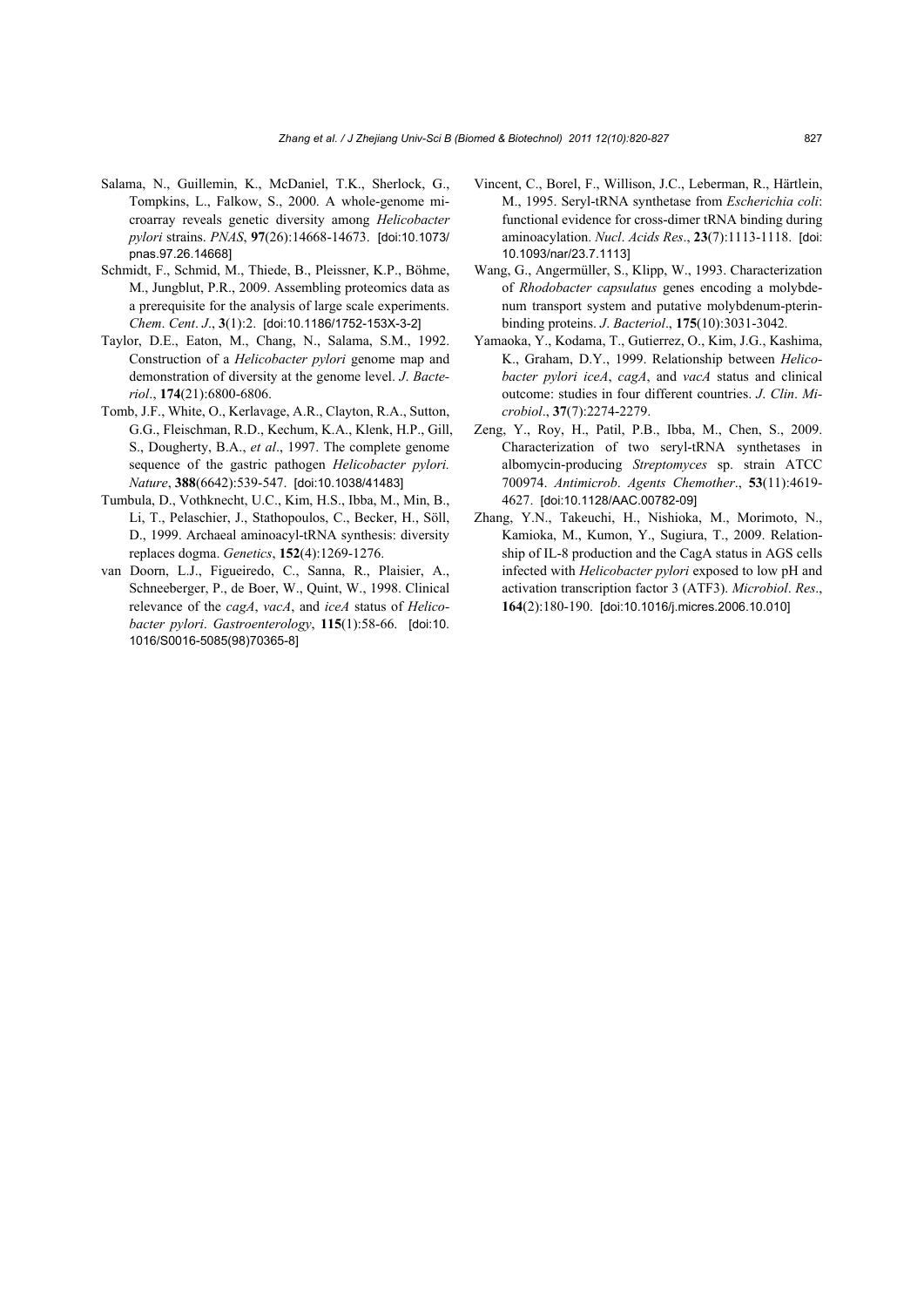Salama, N., Guillemin, K., McDaniel, T.K., Sherlock, G., Tompkins, L., Falkow, S., 2000. A whole-genome microarray reveals genetic diversity among *Helicobacter pylori* strains. *PNAS*, **97**(26):14668-14673. [doi:10.1073/pnas.97.26.14668]

Schmidt, F., Schmid, M., Thiede, B., Pleissner, K.P., Böhme, M., Jungblut, P.R., 2009. Assembling proteomics data as a prerequisite for the analysis of large scale experiments. *Chem. Cent. J.*, **3**(1):2. [doi:10.1186/1752-153X-3-2]

Taylor, D.E., Eaton, M., Chang, N., Salama, S.M., 1992. Construction of a *Helicobacter pylori* genome map and demonstration of diversity at the genome level. *J. Bacteriol.*, **174**(21):6800-6806.

Tomb, J.F., White, O., Kerlavage, A.R., Clayton, R.A., Sutton, G.G., Fleischman, R.D., Kechum, K.A., Klenk, H.P., Gill, S., Dougherty, B.A., *et al.*, 1997. The complete genome sequence of the gastric pathogen *Helicobacter pylori. Nature*, **388**(6642):539-547. [doi:10.1038/41483]

Tumbula, D., Vothknecht, U.C., Kim, H.S., Ibba, M., Min, B., Li, T., Pelaschier, J., Stathopoulos, C., Becker, H., Söll, D., 1999. Archaeal aminoacyl-tRNA synthesis: diversity replaces dogma. *Genetics*, **152**(4):1269-1276.

van Doorn, L.J., Figueiredo, C., Sanna, R., Plaisier, A., Schneeberger, P., de Boer, W., Quint, W., 1998. Clinical relevance of the *cagA*, *vacA*, and *iceA* status of *Helicobacter pylori*. *Gastroenterology*, **115**(1):58-66. [doi:10.1016/S0016-5085(98)70365-8]

Vincent, C., Borel, F., Willison, J.C., Leberman, R., Härtlein, M., 1995. Seryl-tRNA synthetase from *Escherichia coli*: functional evidence for cross-dimer tRNA binding during aminoacylation. *Nucl. Acids Res.*, **23**(7):1113-1118. [doi:10.1093/nar/23.7.1113]

Wang, G., Angermüller, S., Klipp, W., 1993. Characterization of *Rhodobacter capsulatus* genes encoding a molybdenum transport system and putative molybdenum-pterin-binding proteins. *J. Bacteriol.*, **175**(10):3031-3042.

Yamaoka, Y., Kodama, T., Gutierrez, O., Kim, J.G., Kashima, K., Graham, D.Y., 1999. Relationship between *Helicobacter pylori iceA*, *cagA*, and *vacA* status and clinical outcome: studies in four different countries. *J. Clin. Microbiol.*, **37**(7):2274-2279.

Zeng, Y., Roy, H., Patil, P.B., Ibba, M., Chen, S., 2009. Characterization of two seryl-tRNA synthetases in albomycin-producing *Streptomyces* sp. strain ATCC 700974. *Antimicrob. Agents Chemother.*, **53**(11):4619-4627. [doi:10.1128/AAC.00782-09]

Zhang, Y.N., Takeuchi, H., Nishioka, M., Morimoto, N., Kamioka, M., Kumon, Y., Sugiura, T., 2009. Relationship of IL-8 production and the CagA status in AGS cells infected with *Helicobacter pylori* exposed to low pH and activation transcription factor 3 (ATF3). *Microbiol. Res.*, **164**(2):180-190. [doi:10.1016/j.micres.2006.10.010]